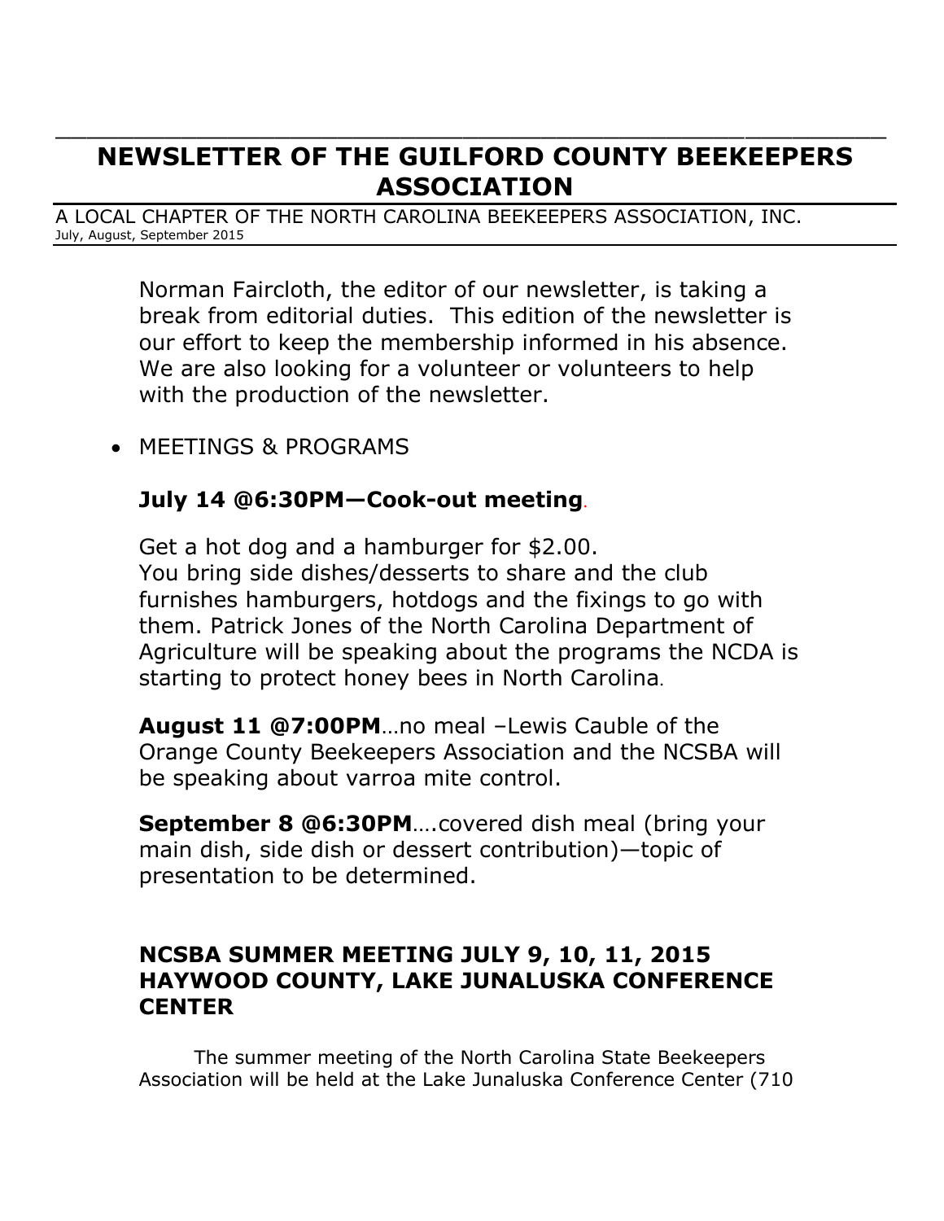# NEWSLETTER OF THE GUILFORD COUNTY BEEKEEPERS ASSOCIATION

A LOCAL CHAPTER OF THE NORTH CAROLINA BEEKEEPERS ASSOCIATION, INC.
July, August, September 2015

Norman Faircloth, the editor of our newsletter, is taking a break from editorial duties. This edition of the newsletter is our effort to keep the membership informed in his absence. We are also looking for a volunteer or volunteers to help with the production of the newsletter.

- MEETINGS & PROGRAMS

**July 14 @6:30PM—Cook-out meeting**.

Get a hot dog and a hamburger for $2.00.
You bring side dishes/desserts to share and the club furnishes hamburgers, hotdogs and the fixings to go with them. Patrick Jones of the North Carolina Department of Agriculture will be speaking about the programs the NCDA is starting to protect honey bees in North Carolina.

**August 11 @7:00PM**…no meal –Lewis Cauble of the Orange County Beekeepers Association and the NCSBA will be speaking about varroa mite control.

**September 8 @6:30PM**….covered dish meal (bring your main dish, side dish or dessert contribution)—topic of presentation to be determined.

## NCSBA SUMMER MEETING JULY 9, 10, 11, 2015 HAYWOOD COUNTY, LAKE JUNALUSKA CONFERENCE CENTER

The summer meeting of the North Carolina State Beekeepers Association will be held at the Lake Junaluska Conference Center (710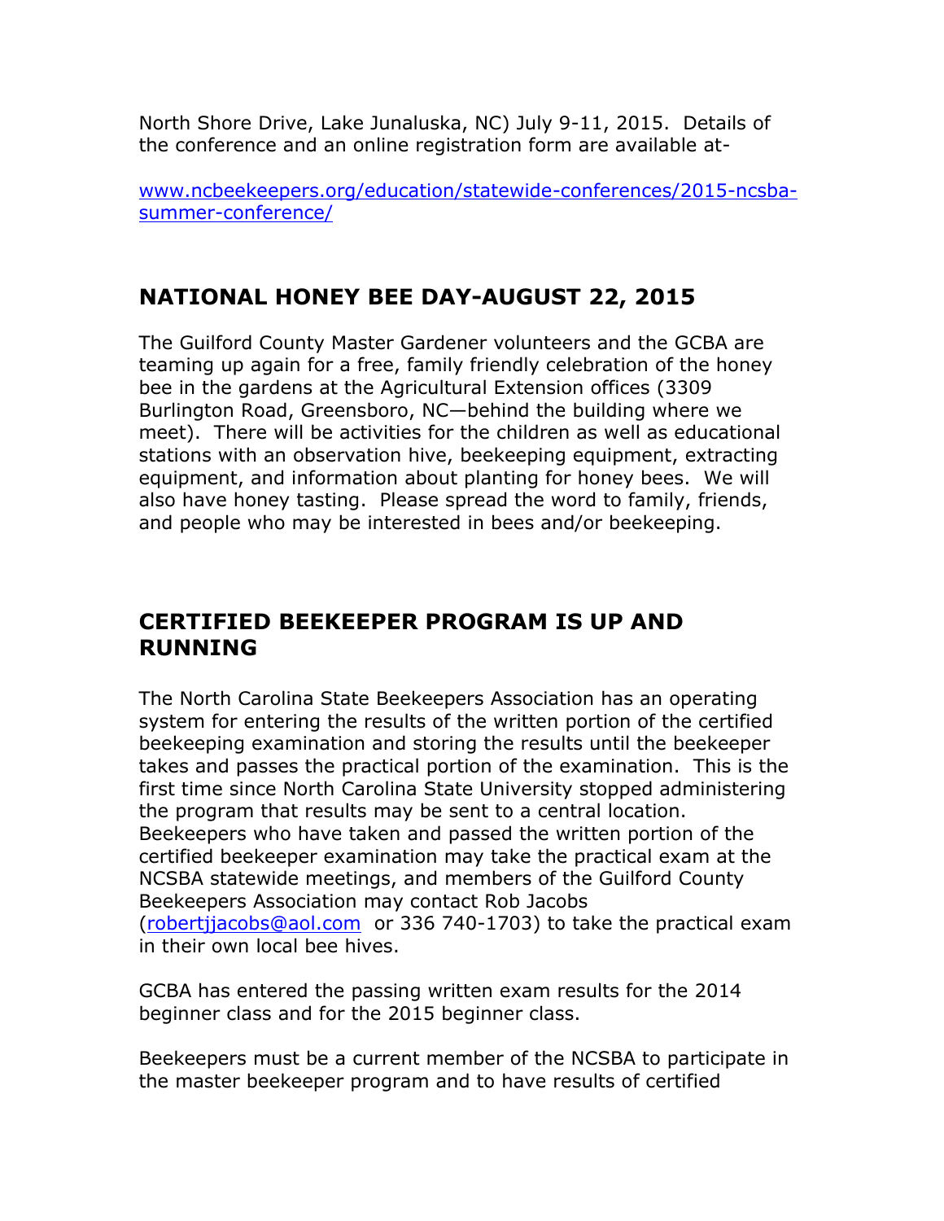North Shore Drive, Lake Junaluska, NC) July 9-11, 2015. Details of the conference and an online registration form are available at-

[www.ncbeekeepers.org/education/statewide-conferences/2015-ncsba-summer-conference/](www.ncbeekeepers.org/education/statewide-conferences/2015-ncsba-summer-conference/)

## NATIONAL HONEY BEE DAY-AUGUST 22, 2015

The Guilford County Master Gardener volunteers and the GCBA are teaming up again for a free, family friendly celebration of the honey bee in the gardens at the Agricultural Extension offices (3309 Burlington Road, Greensboro, NC—behind the building where we meet). There will be activities for the children as well as educational stations with an observation hive, beekeeping equipment, extracting equipment, and information about planting for honey bees. We will also have honey tasting. Please spread the word to family, friends, and people who may be interested in bees and/or beekeeping.

## CERTIFIED BEEKEEPER PROGRAM IS UP AND RUNNING

The North Carolina State Beekeepers Association has an operating system for entering the results of the written portion of the certified beekeeping examination and storing the results until the beekeeper takes and passes the practical portion of the examination. This is the first time since North Carolina State University stopped administering the program that results may be sent to a central location. Beekeepers who have taken and passed the written portion of the certified beekeeper examination may take the practical exam at the NCSBA statewide meetings, and members of the Guilford County Beekeepers Association may contact Rob Jacobs ([robertjjacobs@aol.com](mailto:robertjjacobs@aol.com) or 336 740-1703) to take the practical exam in their own local bee hives.

GCBA has entered the passing written exam results for the 2014 beginner class and for the 2015 beginner class.

Beekeepers must be a current member of the NCSBA to participate in the master beekeeper program and to have results of certified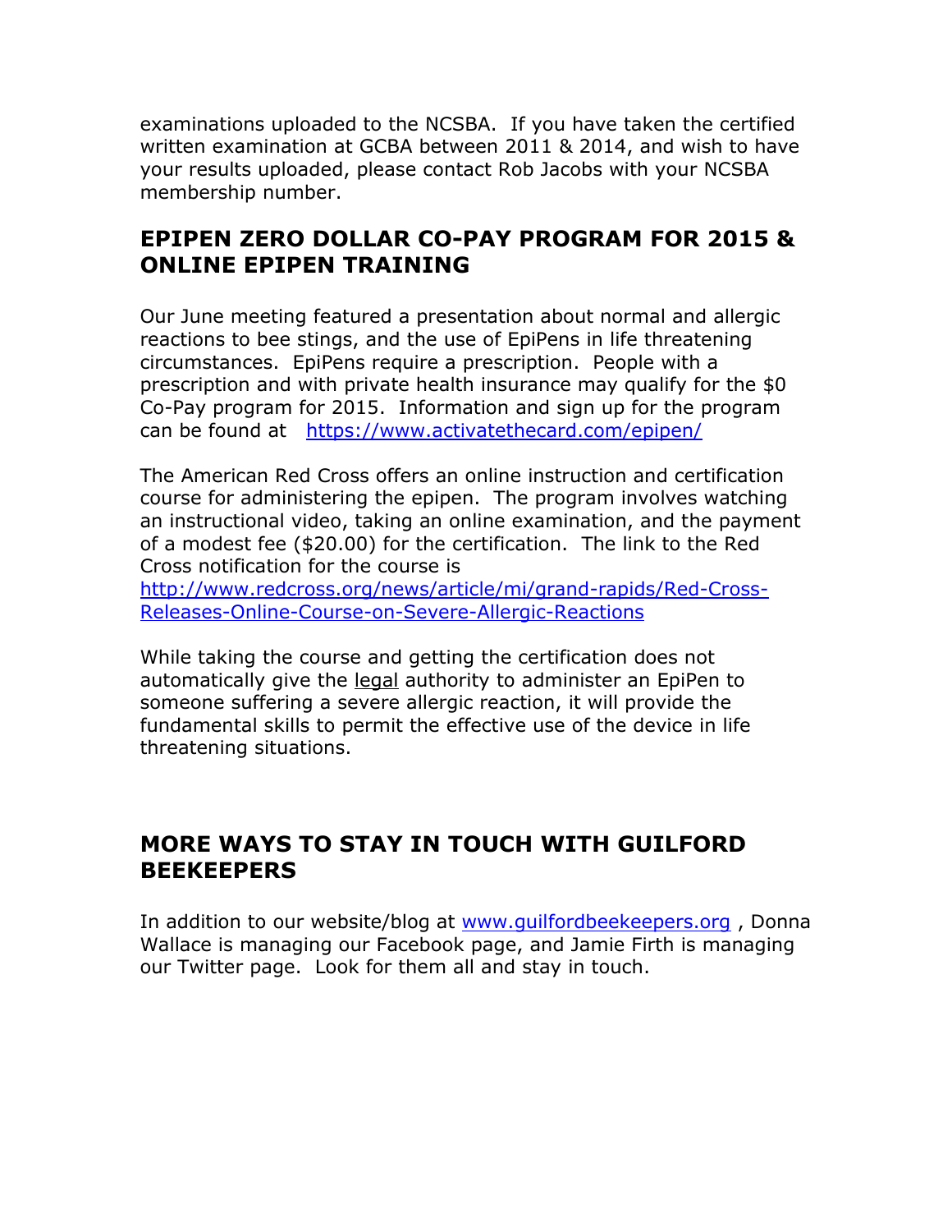examinations uploaded to the NCSBA. If you have taken the certified written examination at GCBA between 2011 & 2014, and wish to have your results uploaded, please contact Rob Jacobs with your NCSBA membership number.

## EPIPEN ZERO DOLLAR CO-PAY PROGRAM FOR 2015 & ONLINE EPIPEN TRAINING

Our June meeting featured a presentation about normal and allergic reactions to bee stings, and the use of EpiPens in life threatening circumstances. EpiPens require a prescription. People with a prescription and with private health insurance may qualify for the $0 Co-Pay program for 2015. Information and sign up for the program can be found at https://www.activatethecard.com/epipen/

The American Red Cross offers an online instruction and certification course for administering the epipen. The program involves watching an instructional video, taking an online examination, and the payment of a modest fee ($20.00) for the certification. The link to the Red Cross notification for the course is http://www.redcross.org/news/article/mi/grand-rapids/Red-Cross-Releases-Online-Course-on-Severe-Allergic-Reactions

While taking the course and getting the certification does not automatically give the legal authority to administer an EpiPen to someone suffering a severe allergic reaction, it will provide the fundamental skills to permit the effective use of the device in life threatening situations.

## MORE WAYS TO STAY IN TOUCH WITH GUILFORD BEEKEEPERS

In addition to our website/blog at www.guilfordbeekeepers.org , Donna Wallace is managing our Facebook page, and Jamie Firth is managing our Twitter page. Look for them all and stay in touch.